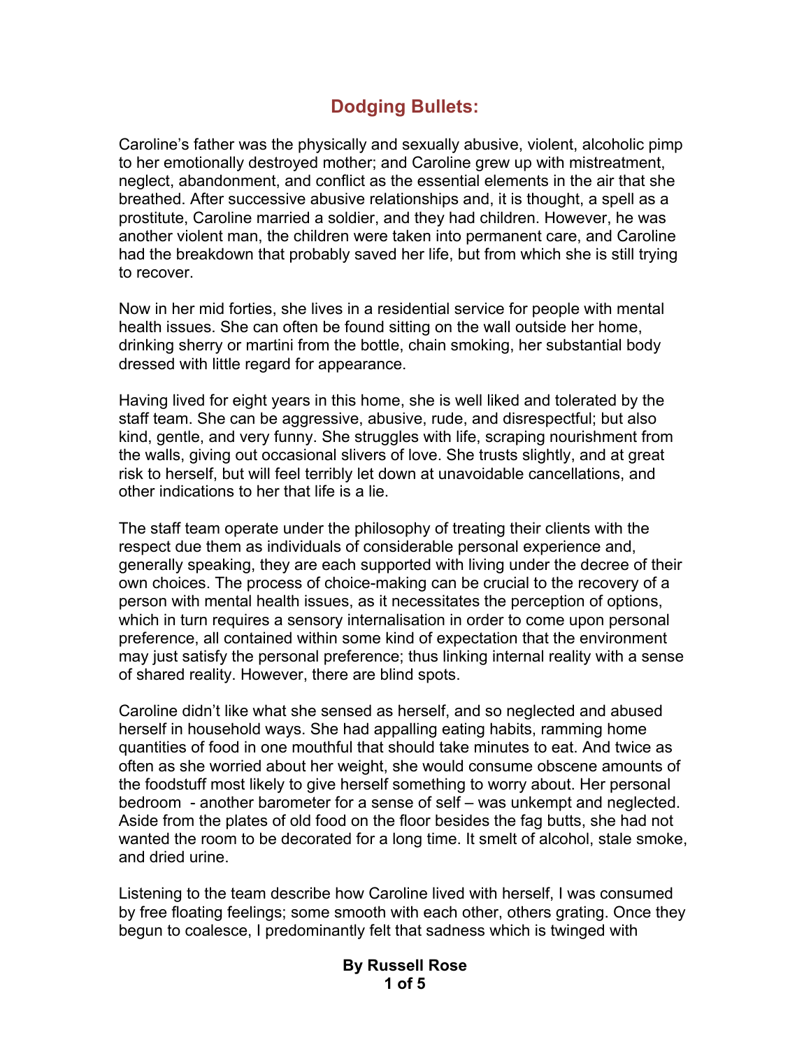# Dodging Bullets:

Caroline's father was the physically and sexually abusive, violent, alcoholic pimp to her emotionally destroyed mother; and Caroline grew up with mistreatment, neglect, abandonment, and conflict as the essential elements in the air that she breathed. After successive abusive relationships and, it is thought, a spell as a prostitute, Caroline married a soldier, and they had children. However, he was another violent man, the children were taken into permanent care, and Caroline had the breakdown that probably saved her life, but from which she is still trying to recover.

Now in her mid forties, she lives in a residential service for people with mental health issues. She can often be found sitting on the wall outside her home, drinking sherry or martini from the bottle, chain smoking, her substantial body dressed with little regard for appearance.

Having lived for eight years in this home, she is well liked and tolerated by the staff team. She can be aggressive, abusive, rude, and disrespectful; but also kind, gentle, and very funny. She struggles with life, scraping nourishment from the walls, giving out occasional slivers of love. She trusts slightly, and at great risk to herself, but will feel terribly let down at unavoidable cancellations, and other indications to her that life is a lie.

The staff team operate under the philosophy of treating their clients with the respect due them as individuals of considerable personal experience and, generally speaking, they are each supported with living under the decree of their own choices. The process of choice-making can be crucial to the recovery of a person with mental health issues, as it necessitates the perception of options, which in turn requires a sensory internalisation in order to come upon personal preference, all contained within some kind of expectation that the environment may just satisfy the personal preference; thus linking internal reality with a sense of shared reality. However, there are blind spots.

Caroline didn't like what she sensed as herself, and so neglected and abused herself in household ways. She had appalling eating habits, ramming home quantities of food in one mouthful that should take minutes to eat. And twice as often as she worried about her weight, she would consume obscene amounts of the foodstuff most likely to give herself something to worry about. Her personal bedroom - another barometer for a sense of self – was unkempt and neglected. Aside from the plates of old food on the floor besides the fag butts, she had not wanted the room to be decorated for a long time. It smelt of alcohol, stale smoke, and dried urine.

Listening to the team describe how Caroline lived with herself, I was consumed by free floating feelings; some smooth with each other, others grating. Once they begun to coalesce, I predominantly felt that sadness which is twinged with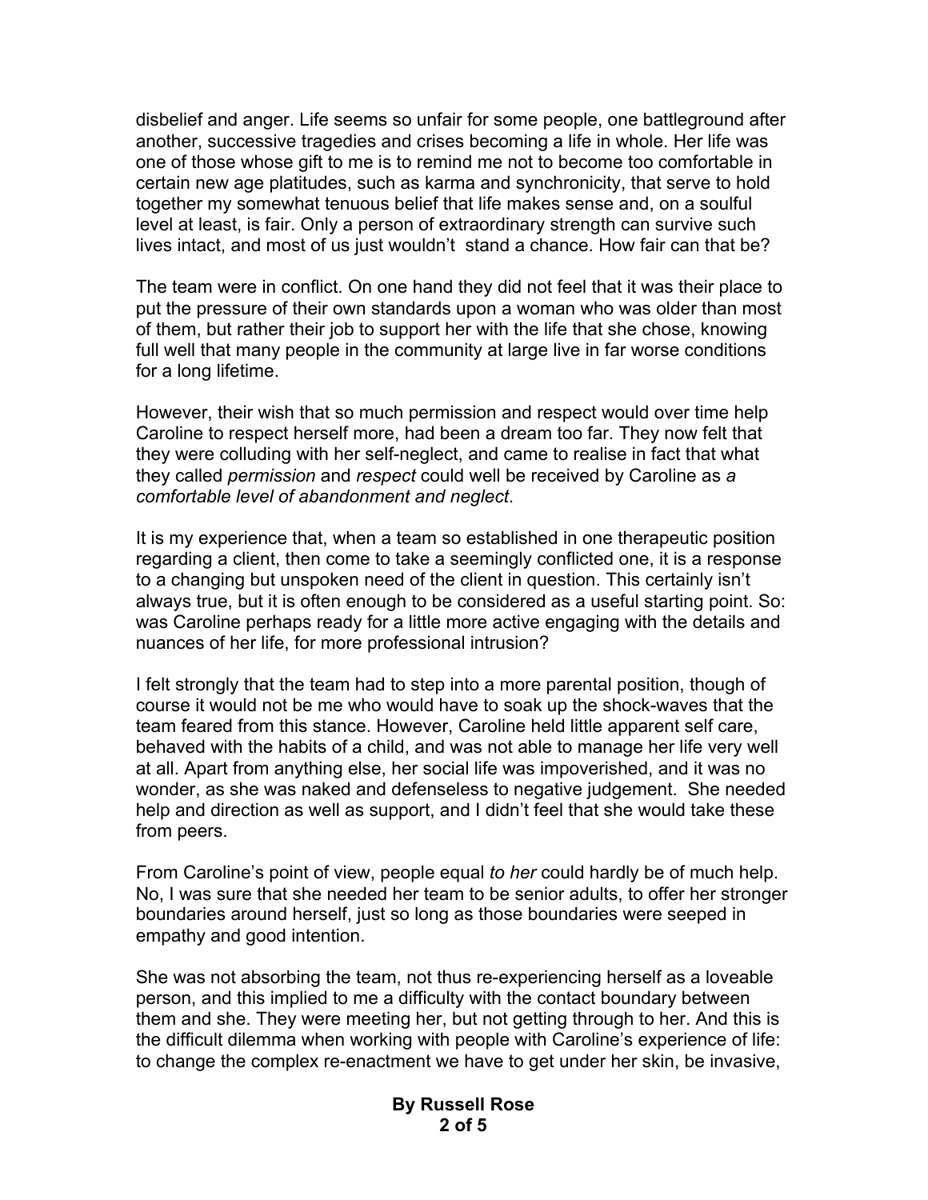disbelief and anger. Life seems so unfair for some people, one battleground after another, successive tragedies and crises becoming a life in whole. Her life was one of those whose gift to me is to remind me not to become too comfortable in certain new age platitudes, such as karma and synchronicity, that serve to hold together my somewhat tenuous belief that life makes sense and, on a soulful level at least, is fair. Only a person of extraordinary strength can survive such lives intact, and most of us just wouldn't stand a chance. How fair can that be?

The team were in conflict. On one hand they did not feel that it was their place to put the pressure of their own standards upon a woman who was older than most of them, but rather their job to support her with the life that she chose, knowing full well that many people in the community at large live in far worse conditions for a long lifetime.

However, their wish that so much permission and respect would over time help Caroline to respect herself more, had been a dream too far. They now felt that they were colluding with her self-neglect, and came to realise in fact that what they called *permission* and *respect* could well be received by Caroline as *a comfortable level of abandonment and neglect*.

It is my experience that, when a team so established in one therapeutic position regarding a client, then come to take a seemingly conflicted one, it is a response to a changing but unspoken need of the client in question. This certainly isn't always true, but it is often enough to be considered as a useful starting point. So: was Caroline perhaps ready for a little more active engaging with the details and nuances of her life, for more professional intrusion?

I felt strongly that the team had to step into a more parental position, though of course it would not be me who would have to soak up the shock-waves that the team feared from this stance. However, Caroline held little apparent self care, behaved with the habits of a child, and was not able to manage her life very well at all. Apart from anything else, her social life was impoverished, and it was no wonder, as she was naked and defenseless to negative judgement. She needed help and direction as well as support, and I didn't feel that she would take these from peers.

From Caroline's point of view, people equal *to her* could hardly be of much help. No, I was sure that she needed her team to be senior adults, to offer her stronger boundaries around herself, just so long as those boundaries were seeped in empathy and good intention.

She was not absorbing the team, not thus re-experiencing herself as a loveable person, and this implied to me a difficulty with the contact boundary between them and she. They were meeting her, but not getting through to her. And this is the difficult dilemma when working with people with Caroline's experience of life: to change the complex re-enactment we have to get under her skin, be invasive,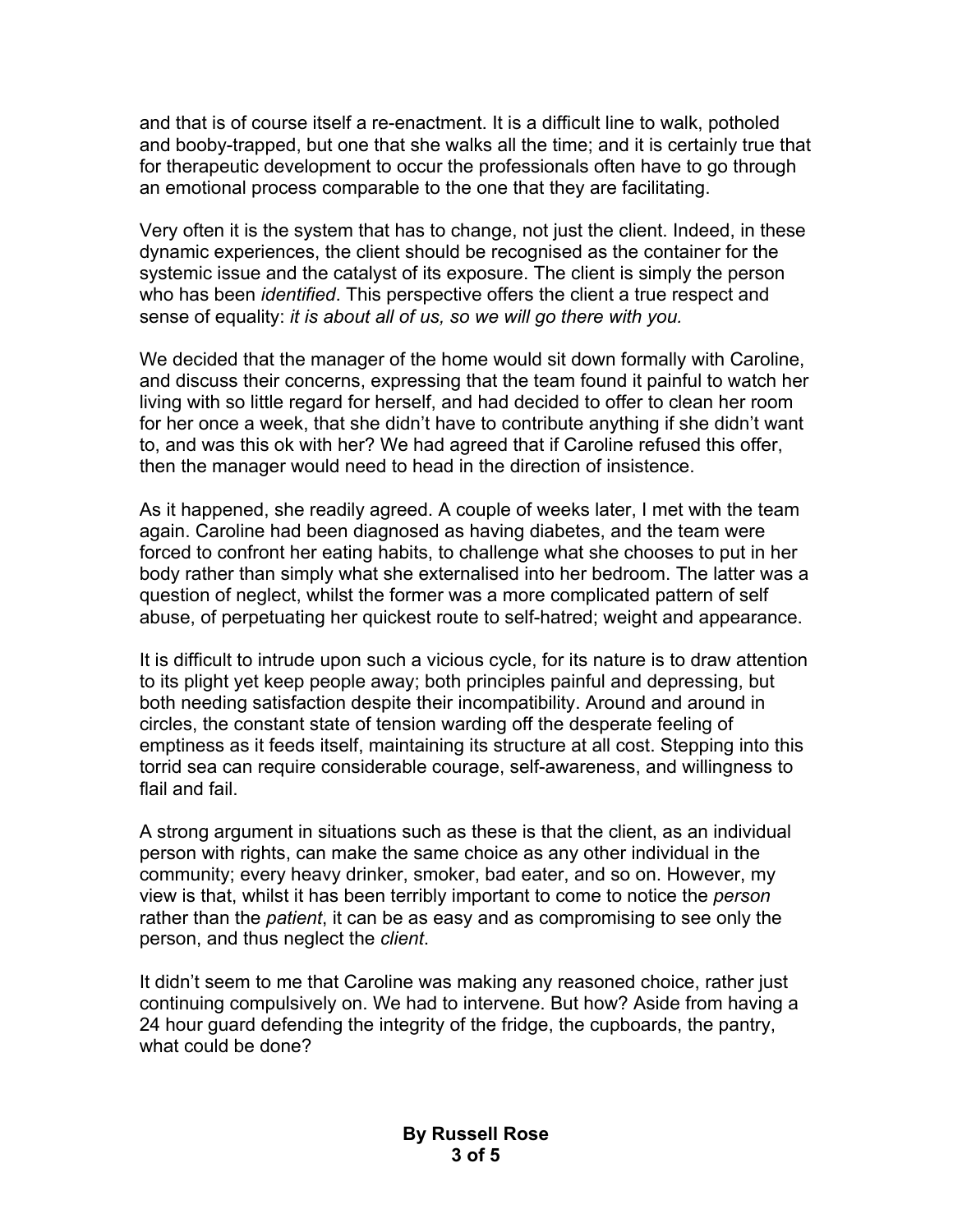and that is of course itself a re-enactment. It is a difficult line to walk, potholed and booby-trapped, but one that she walks all the time; and it is certainly true that for therapeutic development to occur the professionals often have to go through an emotional process comparable to the one that they are facilitating.

Very often it is the system that has to change, not just the client. Indeed, in these dynamic experiences, the client should be recognised as the container for the systemic issue and the catalyst of its exposure. The client is simply the person who has been *identified*. This perspective offers the client a true respect and sense of equality: *it is about all of us, so we will go there with you.*

We decided that the manager of the home would sit down formally with Caroline, and discuss their concerns, expressing that the team found it painful to watch her living with so little regard for herself, and had decided to offer to clean her room for her once a week, that she didn't have to contribute anything if she didn't want to, and was this ok with her? We had agreed that if Caroline refused this offer, then the manager would need to head in the direction of insistence.

As it happened, she readily agreed. A couple of weeks later, I met with the team again. Caroline had been diagnosed as having diabetes, and the team were forced to confront her eating habits, to challenge what she chooses to put in her body rather than simply what she externalised into her bedroom. The latter was a question of neglect, whilst the former was a more complicated pattern of self abuse, of perpetuating her quickest route to self-hatred; weight and appearance.

It is difficult to intrude upon such a vicious cycle, for its nature is to draw attention to its plight yet keep people away; both principles painful and depressing, but both needing satisfaction despite their incompatibility. Around and around in circles, the constant state of tension warding off the desperate feeling of emptiness as it feeds itself, maintaining its structure at all cost. Stepping into this torrid sea can require considerable courage, self-awareness, and willingness to flail and fail.

A strong argument in situations such as these is that the client, as an individual person with rights, can make the same choice as any other individual in the community; every heavy drinker, smoker, bad eater, and so on. However, my view is that, whilst it has been terribly important to come to notice the *person* rather than the *patient*, it can be as easy and as compromising to see only the person, and thus neglect the *client*.

It didn't seem to me that Caroline was making any reasoned choice, rather just continuing compulsively on. We had to intervene. But how? Aside from having a 24 hour guard defending the integrity of the fridge, the cupboards, the pantry, what could be done?

**By Russell Rose**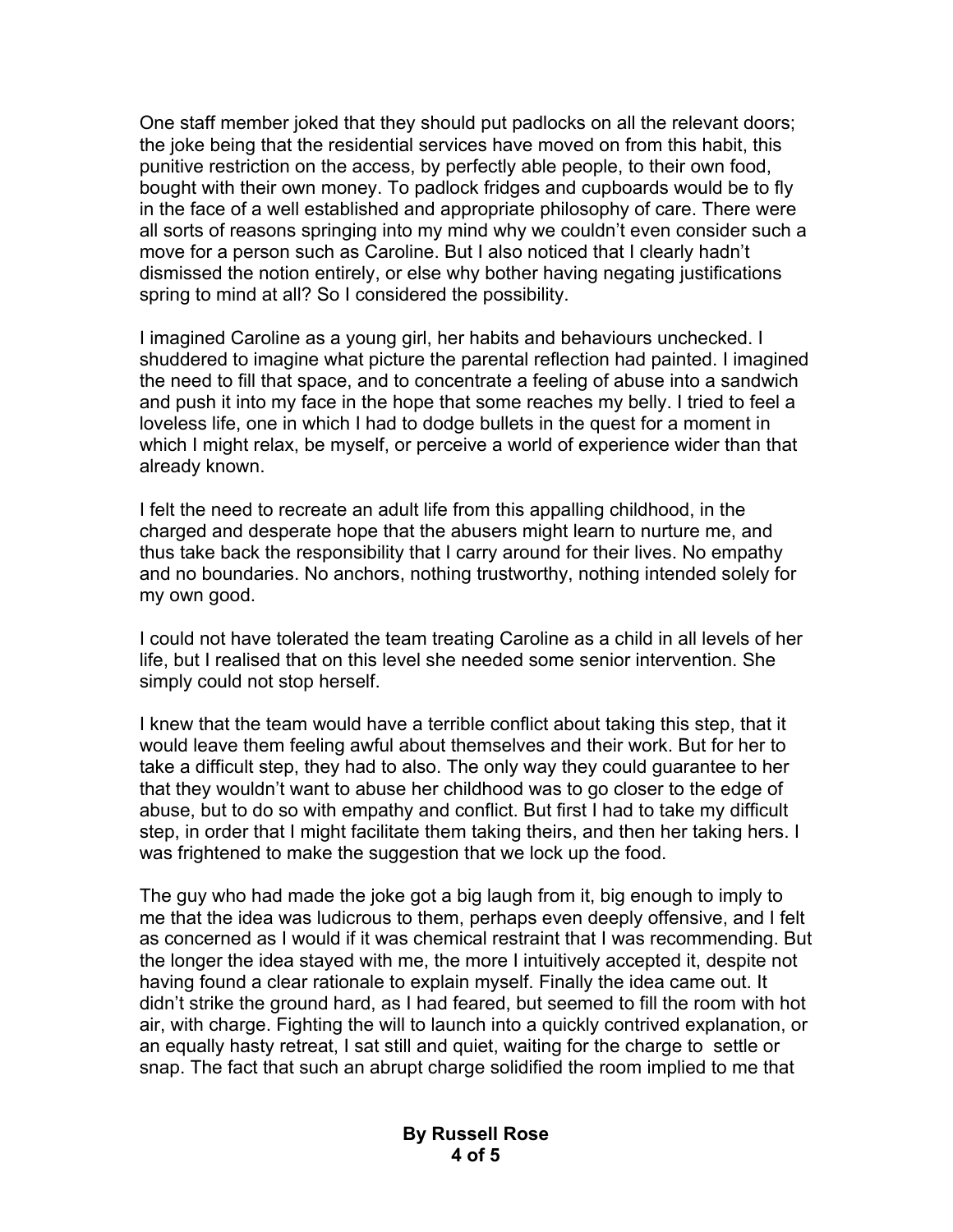One staff member joked that they should put padlocks on all the relevant doors; the joke being that the residential services have moved on from this habit, this punitive restriction on the access, by perfectly able people, to their own food, bought with their own money. To padlock fridges and cupboards would be to fly in the face of a well established and appropriate philosophy of care. There were all sorts of reasons springing into my mind why we couldn't even consider such a move for a person such as Caroline. But I also noticed that I clearly hadn't dismissed the notion entirely, or else why bother having negating justifications spring to mind at all? So I considered the possibility.

I imagined Caroline as a young girl, her habits and behaviours unchecked. I shuddered to imagine what picture the parental reflection had painted. I imagined the need to fill that space, and to concentrate a feeling of abuse into a sandwich and push it into my face in the hope that some reaches my belly. I tried to feel a loveless life, one in which I had to dodge bullets in the quest for a moment in which I might relax, be myself, or perceive a world of experience wider than that already known.

I felt the need to recreate an adult life from this appalling childhood, in the charged and desperate hope that the abusers might learn to nurture me, and thus take back the responsibility that I carry around for their lives. No empathy and no boundaries. No anchors, nothing trustworthy, nothing intended solely for my own good.

I could not have tolerated the team treating Caroline as a child in all levels of her life, but I realised that on this level she needed some senior intervention. She simply could not stop herself.

I knew that the team would have a terrible conflict about taking this step, that it would leave them feeling awful about themselves and their work. But for her to take a difficult step, they had to also. The only way they could guarantee to her that they wouldn't want to abuse her childhood was to go closer to the edge of abuse, but to do so with empathy and conflict. But first I had to take my difficult step, in order that I might facilitate them taking theirs, and then her taking hers. I was frightened to make the suggestion that we lock up the food.

The guy who had made the joke got a big laugh from it, big enough to imply to me that the idea was ludicrous to them, perhaps even deeply offensive, and I felt as concerned as I would if it was chemical restraint that I was recommending. But the longer the idea stayed with me, the more I intuitively accepted it, despite not having found a clear rationale to explain myself. Finally the idea came out. It didn't strike the ground hard, as I had feared, but seemed to fill the room with hot air, with charge. Fighting the will to launch into a quickly contrived explanation, or an equally hasty retreat, I sat still and quiet, waiting for the charge to settle or snap. The fact that such an abrupt charge solidified the room implied to me that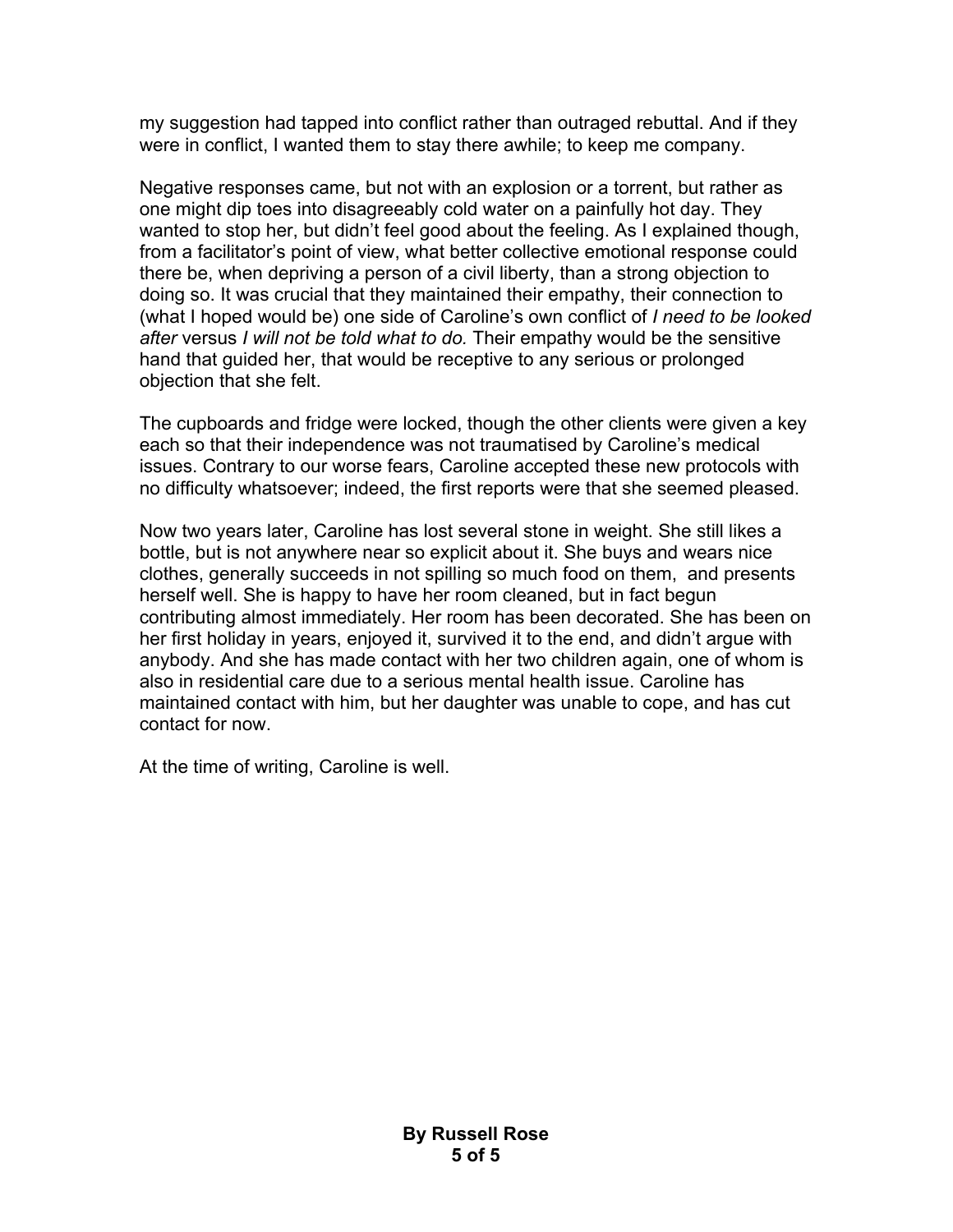my suggestion had tapped into conflict rather than outraged rebuttal. And if they were in conflict, I wanted them to stay there awhile; to keep me company.

Negative responses came, but not with an explosion or a torrent, but rather as one might dip toes into disagreeably cold water on a painfully hot day. They wanted to stop her, but didn't feel good about the feeling. As I explained though, from a facilitator's point of view, what better collective emotional response could there be, when depriving a person of a civil liberty, than a strong objection to doing so. It was crucial that they maintained their empathy, their connection to (what I hoped would be) one side of Caroline's own conflict of *I need to be looked after* versus *I will not be told what to do.* Their empathy would be the sensitive hand that guided her, that would be receptive to any serious or prolonged objection that she felt.

The cupboards and fridge were locked, though the other clients were given a key each so that their independence was not traumatised by Caroline's medical issues. Contrary to our worse fears, Caroline accepted these new protocols with no difficulty whatsoever; indeed, the first reports were that she seemed pleased.

Now two years later, Caroline has lost several stone in weight. She still likes a bottle, but is not anywhere near so explicit about it. She buys and wears nice clothes, generally succeeds in not spilling so much food on them, and presents herself well. She is happy to have her room cleaned, but in fact begun contributing almost immediately. Her room has been decorated. She has been on her first holiday in years, enjoyed it, survived it to the end, and didn't argue with anybody. And she has made contact with her two children again, one of whom is also in residential care due to a serious mental health issue. Caroline has maintained contact with him, but her daughter was unable to cope, and has cut contact for now.

At the time of writing, Caroline is well.

**By Russell Rose**